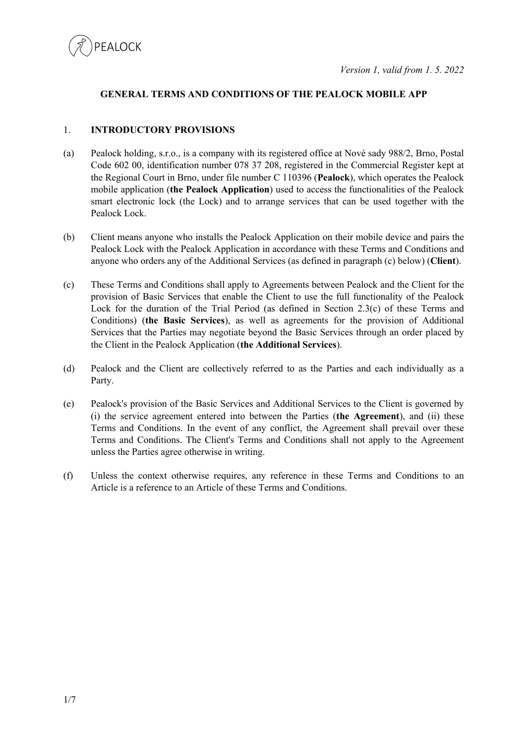*Version 1, valid from 1. 5. 2022*

## GENERAL TERMS AND CONDITIONS OF THE PEALOCK MOBILE APP

### 1. INTRODUCTORY PROVISIONS

(a) Pealock holding, s.r.o., is a company with its registered office at Nové sady 988/2, Brno, Postal Code 602 00, identification number 078 37 208, registered in the Commercial Register kept at the Regional Court in Brno, under file number C 110396 (**Pealock**), which operates the Pealock mobile application (**the Pealock Application**) used to access the functionalities of the Pealock smart electronic lock (the Lock) and to arrange services that can be used together with the Pealock Lock.

(b) Client means anyone who installs the Pealock Application on their mobile device and pairs the Pealock Lock with the Pealock Application in accordance with these Terms and Conditions and anyone who orders any of the Additional Services (as defined in paragraph (c) below) (**Client**).

(c) These Terms and Conditions shall apply to Agreements between Pealock and the Client for the provision of Basic Services that enable the Client to use the full functionality of the Pealock Lock for the duration of the Trial Period (as defined in Section 2.3(c) of these Terms and Conditions) (**the Basic Services**), as well as agreements for the provision of Additional Services that the Parties may negotiate beyond the Basic Services through an order placed by the Client in the Pealock Application (**the Additional Services**).

(d) Pealock and the Client are collectively referred to as the Parties and each individually as a Party.

(e) Pealock's provision of the Basic Services and Additional Services to the Client is governed by (i) the service agreement entered into between the Parties (**the Agreement**), and (ii) these Terms and Conditions. In the event of any conflict, the Agreement shall prevail over these Terms and Conditions. The Client's Terms and Conditions shall not apply to the Agreement unless the Parties agree otherwise in writing.

(f) Unless the context otherwise requires, any reference in these Terms and Conditions to an Article is a reference to an Article of these Terms and Conditions.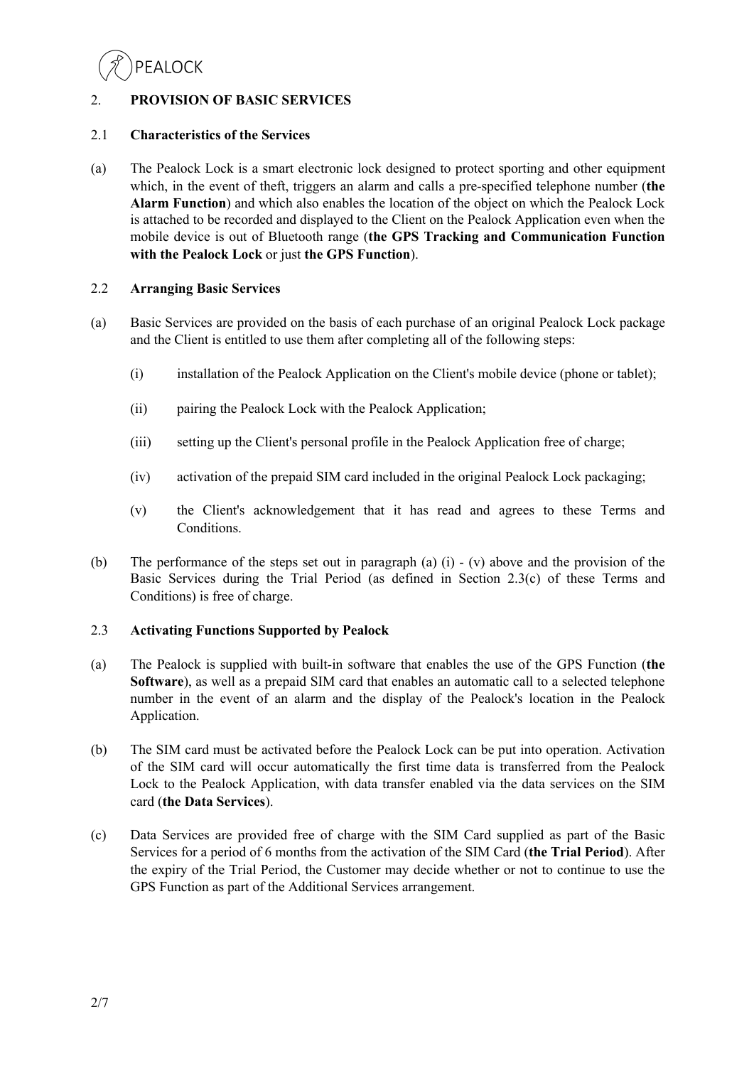## 2. PROVISION OF BASIC SERVICES

### 2.1 Characteristics of the Services

(a) The Pealock Lock is a smart electronic lock designed to protect sporting and other equipment which, in the event of theft, triggers an alarm and calls a pre-specified telephone number (**the Alarm Function**) and which also enables the location of the object on which the Pealock Lock is attached to be recorded and displayed to the Client on the Pealock Application even when the mobile device is out of Bluetooth range (**the GPS Tracking and Communication Function with the Pealock Lock** or just **the GPS Function**).

### 2.2 Arranging Basic Services

(a) Basic Services are provided on the basis of each purchase of an original Pealock Lock package and the Client is entitled to use them after completing all of the following steps:

- (i) installation of the Pealock Application on the Client's mobile device (phone or tablet);
- (ii) pairing the Pealock Lock with the Pealock Application;
- (iii) setting up the Client's personal profile in the Pealock Application free of charge;
- (iv) activation of the prepaid SIM card included in the original Pealock Lock packaging;
- (v) the Client's acknowledgement that it has read and agrees to these Terms and Conditions.

(b) The performance of the steps set out in paragraph (a) (i) - (v) above and the provision of the Basic Services during the Trial Period (as defined in Section 2.3(c) of these Terms and Conditions) is free of charge.

### 2.3 Activating Functions Supported by Pealock

(a) The Pealock is supplied with built-in software that enables the use of the GPS Function (**the Software**), as well as a prepaid SIM card that enables an automatic call to a selected telephone number in the event of an alarm and the display of the Pealock's location in the Pealock Application.

(b) The SIM card must be activated before the Pealock Lock can be put into operation. Activation of the SIM card will occur automatically the first time data is transferred from the Pealock Lock to the Pealock Application, with data transfer enabled via the data services on the SIM card (**the Data Services**).

(c) Data Services are provided free of charge with the SIM Card supplied as part of the Basic Services for a period of 6 months from the activation of the SIM Card (**the Trial Period**). After the expiry of the Trial Period, the Customer may decide whether or not to continue to use the GPS Function as part of the Additional Services arrangement.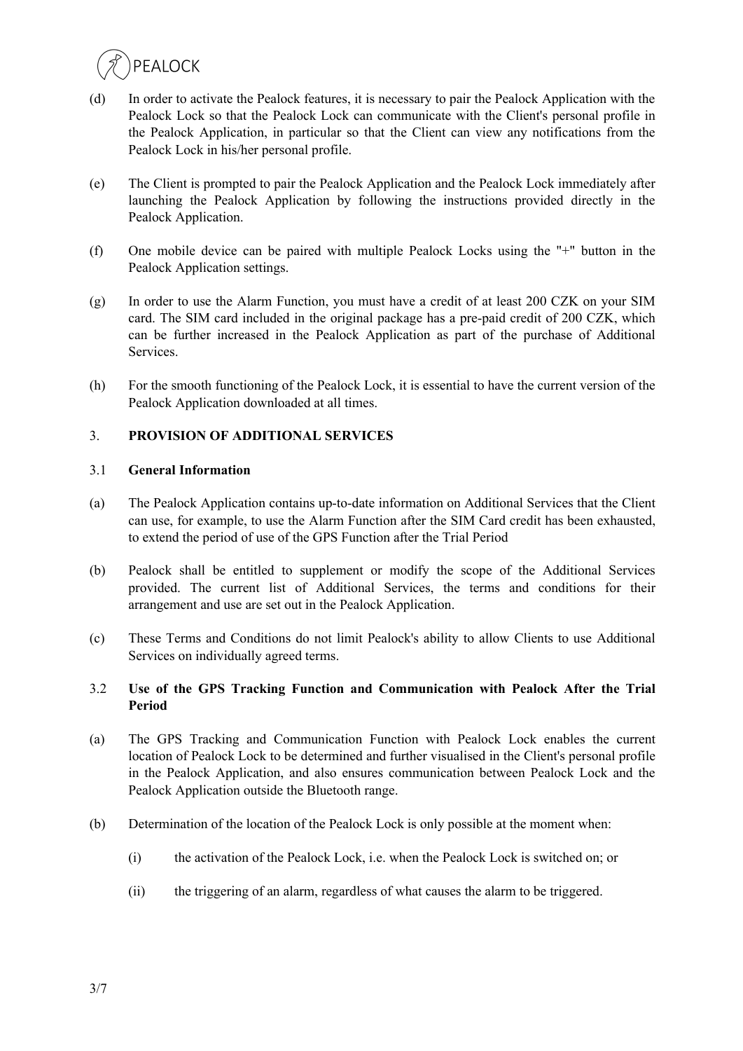(d) In order to activate the Pealock features, it is necessary to pair the Pealock Application with the Pealock Lock so that the Pealock Lock can communicate with the Client's personal profile in the Pealock Application, in particular so that the Client can view any notifications from the Pealock Lock in his/her personal profile.

(e) The Client is prompted to pair the Pealock Application and the Pealock Lock immediately after launching the Pealock Application by following the instructions provided directly in the Pealock Application.

(f) One mobile device can be paired with multiple Pealock Locks using the "+" button in the Pealock Application settings.

(g) In order to use the Alarm Function, you must have a credit of at least 200 CZK on your SIM card. The SIM card included in the original package has a pre-paid credit of 200 CZK, which can be further increased in the Pealock Application as part of the purchase of Additional Services.

(h) For the smooth functioning of the Pealock Lock, it is essential to have the current version of the Pealock Application downloaded at all times.

## 3. PROVISION OF ADDITIONAL SERVICES

### 3.1 General Information

(a) The Pealock Application contains up-to-date information on Additional Services that the Client can use, for example, to use the Alarm Function after the SIM Card credit has been exhausted, to extend the period of use of the GPS Function after the Trial Period

(b) Pealock shall be entitled to supplement or modify the scope of the Additional Services provided. The current list of Additional Services, the terms and conditions for their arrangement and use are set out in the Pealock Application.

(c) These Terms and Conditions do not limit Pealock's ability to allow Clients to use Additional Services on individually agreed terms.

### 3.2 Use of the GPS Tracking Function and Communication with Pealock After the Trial Period

(a) The GPS Tracking and Communication Function with Pealock Lock enables the current location of Pealock Lock to be determined and further visualised in the Client's personal profile in the Pealock Application, and also ensures communication between Pealock Lock and the Pealock Application outside the Bluetooth range.

(b) Determination of the location of the Pealock Lock is only possible at the moment when:

   (i) the activation of the Pealock Lock, i.e. when the Pealock Lock is switched on; or

   (ii) the triggering of an alarm, regardless of what causes the alarm to be triggered.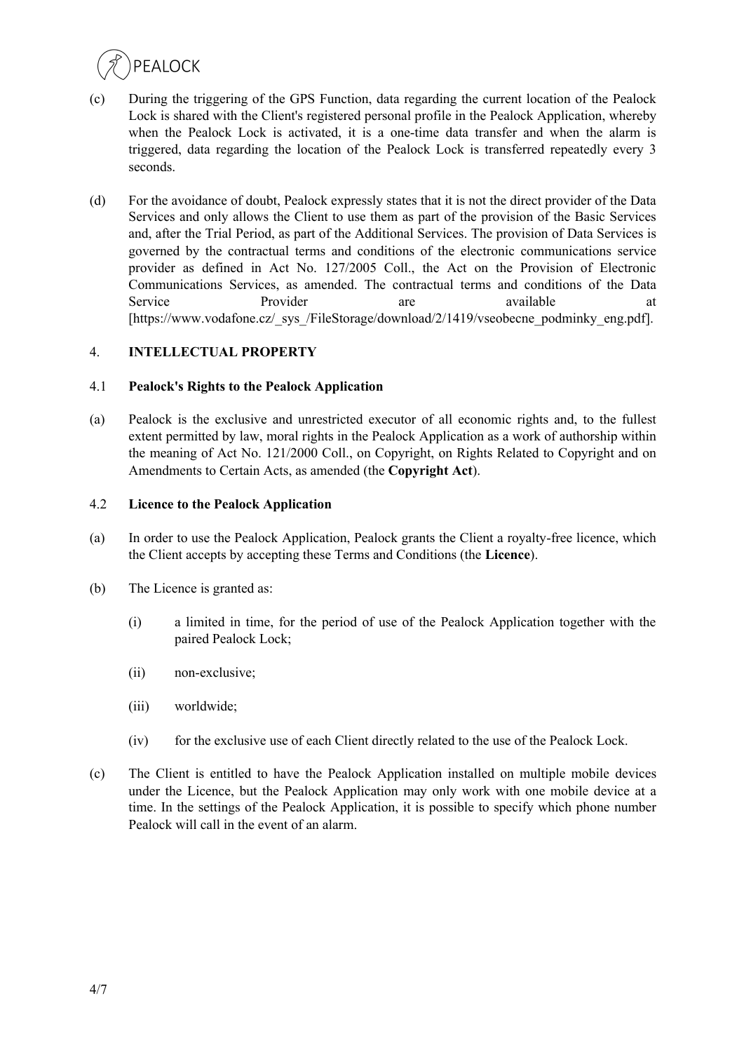(c) During the triggering of the GPS Function, data regarding the current location of the Pealock Lock is shared with the Client's registered personal profile in the Pealock Application, whereby when the Pealock Lock is activated, it is a one-time data transfer and when the alarm is triggered, data regarding the location of the Pealock Lock is transferred repeatedly every 3 seconds.

(d) For the avoidance of doubt, Pealock expressly states that it is not the direct provider of the Data Services and only allows the Client to use them as part of the provision of the Basic Services and, after the Trial Period, as part of the Additional Services. The provision of Data Services is governed by the contractual terms and conditions of the electronic communications service provider as defined in Act No. 127/2005 Coll., the Act on the Provision of Electronic Communications Services, as amended. The contractual terms and conditions of the Data Service Provider are available at [https://www.vodafone.cz/_sys_/FileStorage/download/2/1419/vseobecne_podminky_eng.pdf].

## 4. INTELLECTUAL PROPERTY

### 4.1 Pealock's Rights to the Pealock Application

(a) Pealock is the exclusive and unrestricted executor of all economic rights and, to the fullest extent permitted by law, moral rights in the Pealock Application as a work of authorship within the meaning of Act No. 121/2000 Coll., on Copyright, on Rights Related to Copyright and on Amendments to Certain Acts, as amended (the **Copyright Act**).

### 4.2 Licence to the Pealock Application

(a) In order to use the Pealock Application, Pealock grants the Client a royalty-free licence, which the Client accepts by accepting these Terms and Conditions (the **Licence**).

(b) The Licence is granted as:

- (i) a limited in time, for the period of use of the Pealock Application together with the paired Pealock Lock;
- (ii) non-exclusive;
- (iii) worldwide;
- (iv) for the exclusive use of each Client directly related to the use of the Pealock Lock.

(c) The Client is entitled to have the Pealock Application installed on multiple mobile devices under the Licence, but the Pealock Application may only work with one mobile device at a time. In the settings of the Pealock Application, it is possible to specify which phone number Pealock will call in the event of an alarm.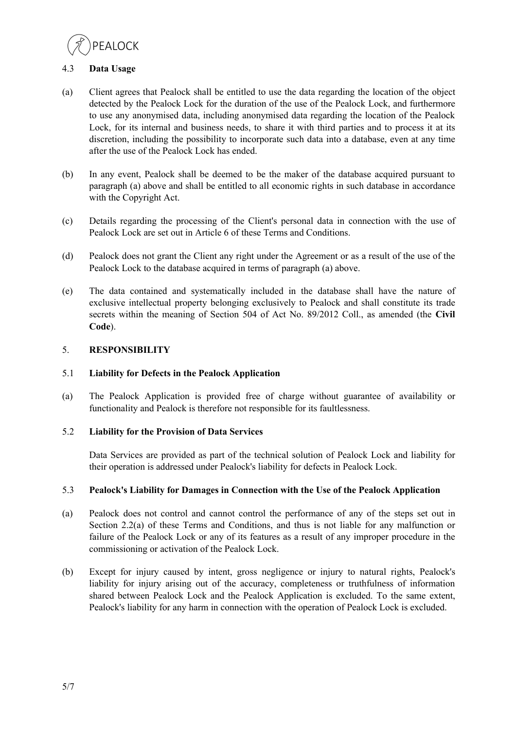### 4.3 **Data Usage**

(a) Client agrees that Pealock shall be entitled to use the data regarding the location of the object detected by the Pealock Lock for the duration of the use of the Pealock Lock, and furthermore to use any anonymised data, including anonymised data regarding the location of the Pealock Lock, for its internal and business needs, to share it with third parties and to process it at its discretion, including the possibility to incorporate such data into a database, even at any time after the use of the Pealock Lock has ended.

(b) In any event, Pealock shall be deemed to be the maker of the database acquired pursuant to paragraph (a) above and shall be entitled to all economic rights in such database in accordance with the Copyright Act.

(c) Details regarding the processing of the Client's personal data in connection with the use of Pealock Lock are set out in Article 6 of these Terms and Conditions.

(d) Pealock does not grant the Client any right under the Agreement or as a result of the use of the Pealock Lock to the database acquired in terms of paragraph (a) above.

(e) The data contained and systematically included in the database shall have the nature of exclusive intellectual property belonging exclusively to Pealock and shall constitute its trade secrets within the meaning of Section 504 of Act No. 89/2012 Coll., as amended (the **Civil Code**).

## 5. **RESPONSIBILITY**

### 5.1 **Liability for Defects in the Pealock Application**

(a) The Pealock Application is provided free of charge without guarantee of availability or functionality and Pealock is therefore not responsible for its faultlessness.

### 5.2 **Liability for the Provision of Data Services**

Data Services are provided as part of the technical solution of Pealock Lock and liability for their operation is addressed under Pealock's liability for defects in Pealock Lock.

### 5.3 **Pealock's Liability for Damages in Connection with the Use of the Pealock Application**

(a) Pealock does not control and cannot control the performance of any of the steps set out in Section 2.2(a) of these Terms and Conditions, and thus is not liable for any malfunction or failure of the Pealock Lock or any of its features as a result of any improper procedure in the commissioning or activation of the Pealock Lock.

(b) Except for injury caused by intent, gross negligence or injury to natural rights, Pealock's liability for injury arising out of the accuracy, completeness or truthfulness of information shared between Pealock Lock and the Pealock Application is excluded. To the same extent, Pealock's liability for any harm in connection with the operation of Pealock Lock is excluded.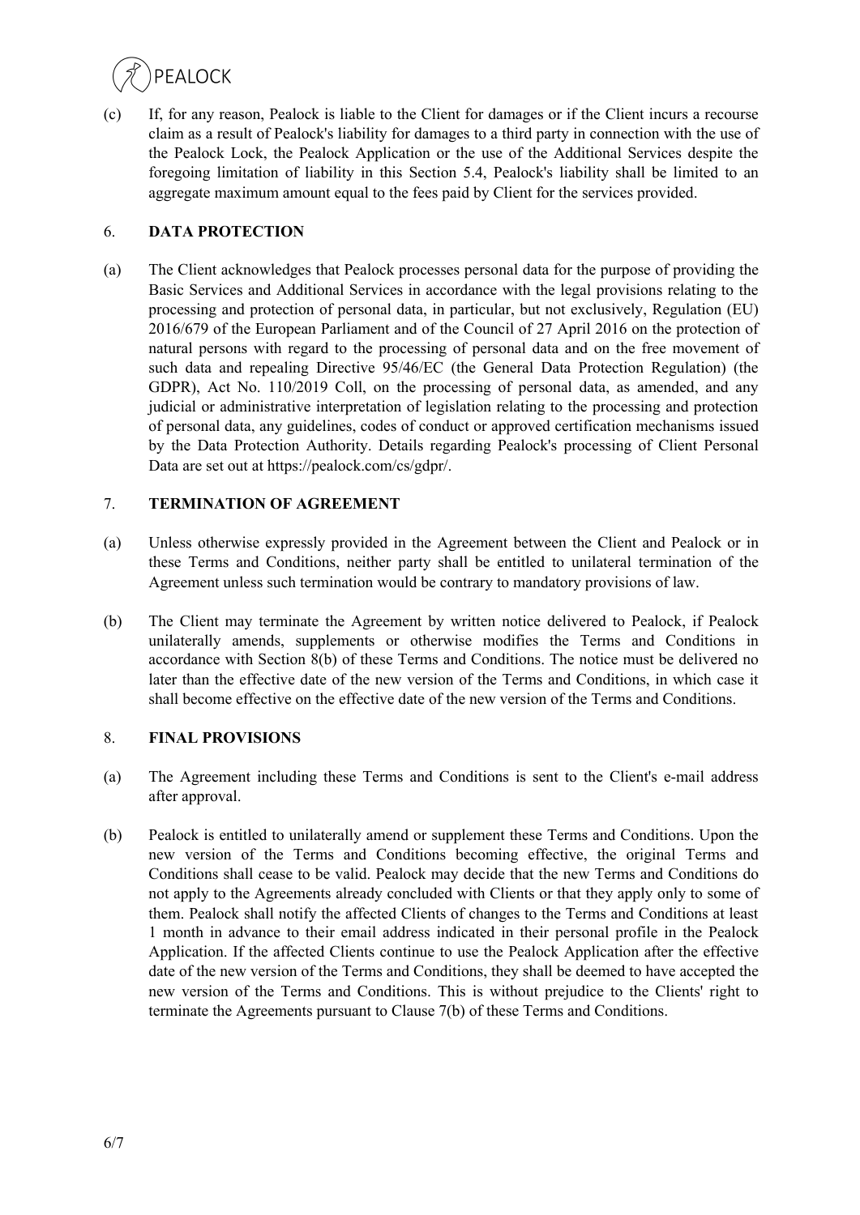(c) If, for any reason, Pealock is liable to the Client for damages or if the Client incurs a recourse claim as a result of Pealock's liability for damages to a third party in connection with the use of the Pealock Lock, the Pealock Application or the use of the Additional Services despite the foregoing limitation of liability in this Section 5.4, Pealock's liability shall be limited to an aggregate maximum amount equal to the fees paid by Client for the services provided.

## 6. DATA PROTECTION

(a) The Client acknowledges that Pealock processes personal data for the purpose of providing the Basic Services and Additional Services in accordance with the legal provisions relating to the processing and protection of personal data, in particular, but not exclusively, Regulation (EU) 2016/679 of the European Parliament and of the Council of 27 April 2016 on the protection of natural persons with regard to the processing of personal data and on the free movement of such data and repealing Directive 95/46/EC (the General Data Protection Regulation) (the GDPR), Act No. 110/2019 Coll, on the processing of personal data, as amended, and any judicial or administrative interpretation of legislation relating to the processing and protection of personal data, any guidelines, codes of conduct or approved certification mechanisms issued by the Data Protection Authority. Details regarding Pealock's processing of Client Personal Data are set out at https://pealock.com/cs/gdpr/.

## 7. TERMINATION OF AGREEMENT

(a) Unless otherwise expressly provided in the Agreement between the Client and Pealock or in these Terms and Conditions, neither party shall be entitled to unilateral termination of the Agreement unless such termination would be contrary to mandatory provisions of law.

(b) The Client may terminate the Agreement by written notice delivered to Pealock, if Pealock unilaterally amends, supplements or otherwise modifies the Terms and Conditions in accordance with Section 8(b) of these Terms and Conditions. The notice must be delivered no later than the effective date of the new version of the Terms and Conditions, in which case it shall become effective on the effective date of the new version of the Terms and Conditions.

## 8. FINAL PROVISIONS

(a) The Agreement including these Terms and Conditions is sent to the Client's e-mail address after approval.

(b) Pealock is entitled to unilaterally amend or supplement these Terms and Conditions. Upon the new version of the Terms and Conditions becoming effective, the original Terms and Conditions shall cease to be valid. Pealock may decide that the new Terms and Conditions do not apply to the Agreements already concluded with Clients or that they apply only to some of them. Pealock shall notify the affected Clients of changes to the Terms and Conditions at least 1 month in advance to their email address indicated in their personal profile in the Pealock Application. If the affected Clients continue to use the Pealock Application after the effective date of the new version of the Terms and Conditions, they shall be deemed to have accepted the new version of the Terms and Conditions. This is without prejudice to the Clients' right to terminate the Agreements pursuant to Clause 7(b) of these Terms and Conditions.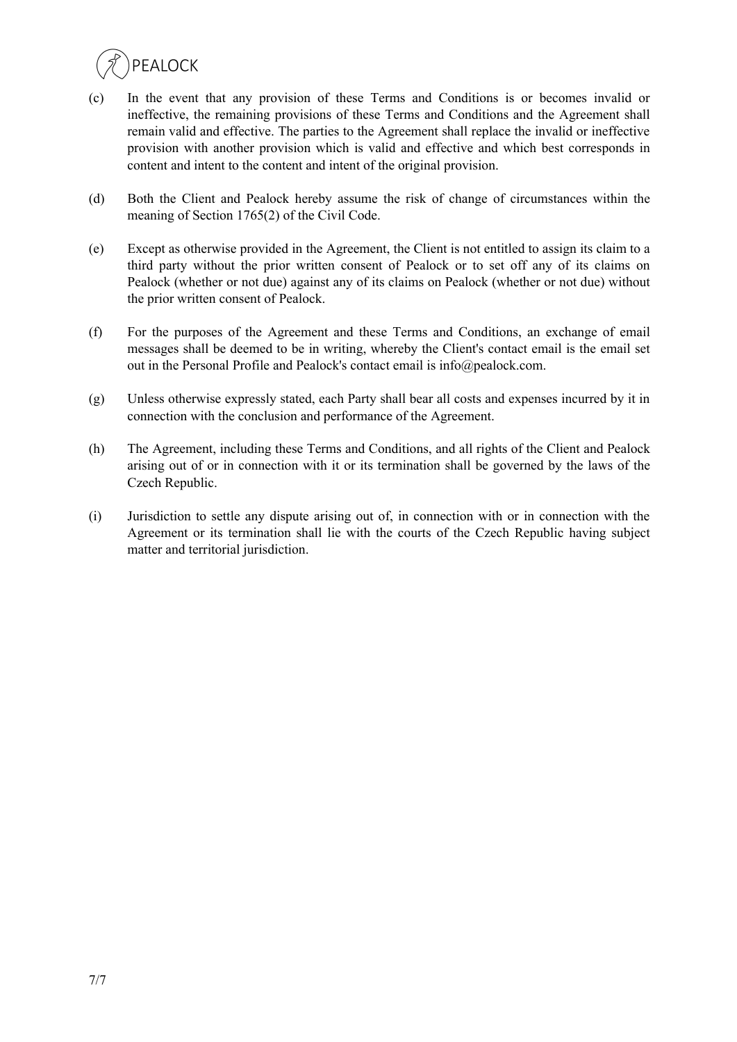(c) In the event that any provision of these Terms and Conditions is or becomes invalid or ineffective, the remaining provisions of these Terms and Conditions and the Agreement shall remain valid and effective. The parties to the Agreement shall replace the invalid or ineffective provision with another provision which is valid and effective and which best corresponds in content and intent to the content and intent of the original provision.

(d) Both the Client and Pealock hereby assume the risk of change of circumstances within the meaning of Section 1765(2) of the Civil Code.

(e) Except as otherwise provided in the Agreement, the Client is not entitled to assign its claim to a third party without the prior written consent of Pealock or to set off any of its claims on Pealock (whether or not due) against any of its claims on Pealock (whether or not due) without the prior written consent of Pealock.

(f) For the purposes of the Agreement and these Terms and Conditions, an exchange of email messages shall be deemed to be in writing, whereby the Client's contact email is the email set out in the Personal Profile and Pealock's contact email is info@pealock.com.

(g) Unless otherwise expressly stated, each Party shall bear all costs and expenses incurred by it in connection with the conclusion and performance of the Agreement.

(h) The Agreement, including these Terms and Conditions, and all rights of the Client and Pealock arising out of or in connection with it or its termination shall be governed by the laws of the Czech Republic.

(i) Jurisdiction to settle any dispute arising out of, in connection with or in connection with the Agreement or its termination shall lie with the courts of the Czech Republic having subject matter and territorial jurisdiction.